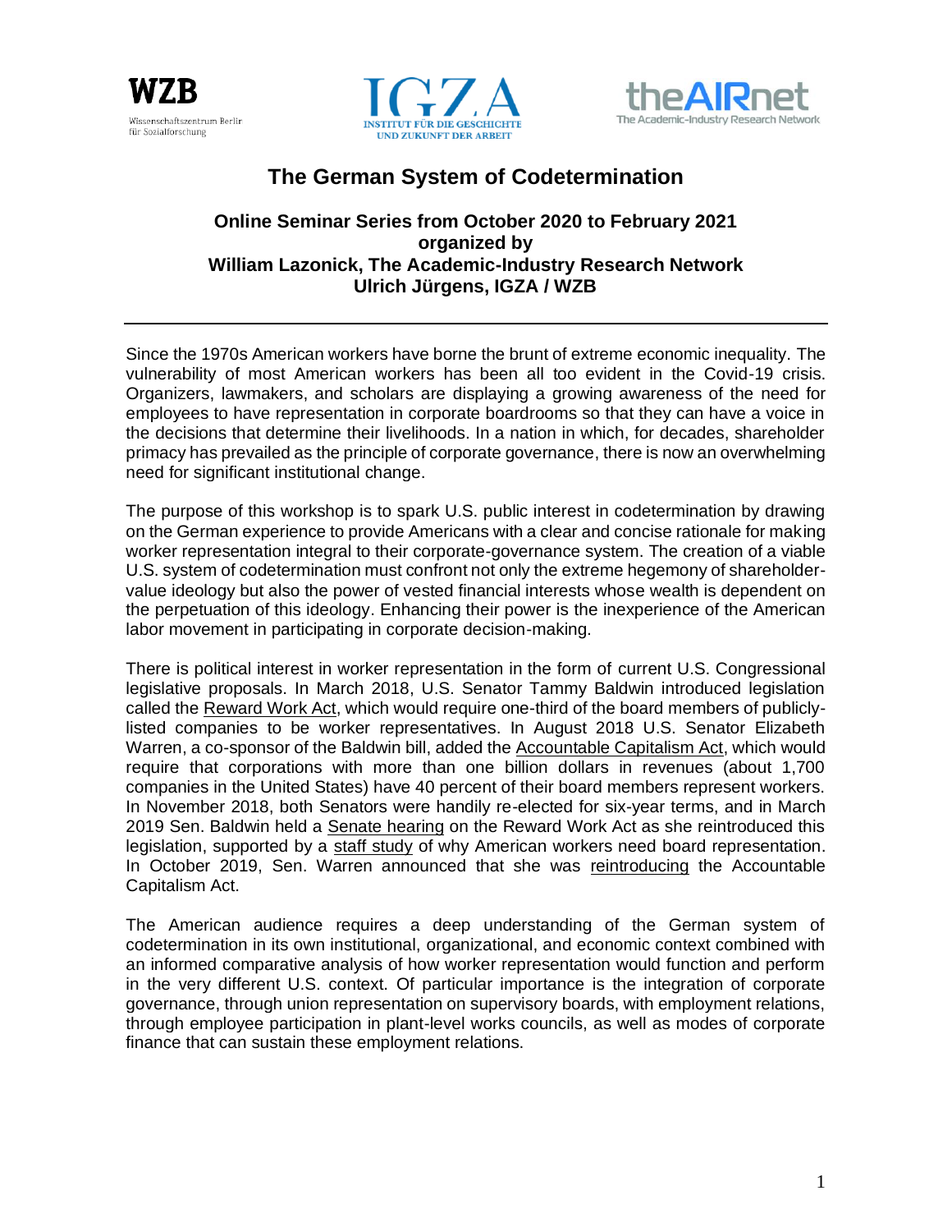# The German System of Codetermination

**Online Seminar Series from October 2020 to February 2021**
**organized by**
**William Lazonick, The Academic-Industry Research Network**
**Ulrich Jürgens, IGZA / WZB**

---

Since the 1970s American workers have borne the brunt of extreme economic inequality. The vulnerability of most American workers has been all too evident in the Covid-19 crisis. Organizers, lawmakers, and scholars are displaying a growing awareness of the need for employees to have representation in corporate boardrooms so that they can have a voice in the decisions that determine their livelihoods. In a nation in which, for decades, shareholder primacy has prevailed as the principle of corporate governance, there is now an overwhelming need for significant institutional change.

The purpose of this workshop is to spark U.S. public interest in codetermination by drawing on the German experience to provide Americans with a clear and concise rationale for making worker representation integral to their corporate-governance system. The creation of a viable U.S. system of codetermination must confront not only the extreme hegemony of shareholder-value ideology but also the power of vested financial interests whose wealth is dependent on the perpetuation of this ideology. Enhancing their power is the inexperience of the American labor movement in participating in corporate decision-making.

There is political interest in worker representation in the form of current U.S. Congressional legislative proposals. In March 2018, U.S. Senator Tammy Baldwin introduced legislation called the Reward Work Act, which would require one-third of the board members of publicly-listed companies to be worker representatives. In August 2018 U.S. Senator Elizabeth Warren, a co-sponsor of the Baldwin bill, added the Accountable Capitalism Act, which would require that corporations with more than one billion dollars in revenues (about 1,700 companies in the United States) have 40 percent of their board members represent workers. In November 2018, both Senators were handily re-elected for six-year terms, and in March 2019 Sen. Baldwin held a Senate hearing on the Reward Work Act as she reintroduced this legislation, supported by a staff study of why American workers need board representation. In October 2019, Sen. Warren announced that she was reintroducing the Accountable Capitalism Act.

The American audience requires a deep understanding of the German system of codetermination in its own institutional, organizational, and economic context combined with an informed comparative analysis of how worker representation would function and perform in the very different U.S. context. Of particular importance is the integration of corporate governance, through union representation on supervisory boards, with employment relations, through employee participation in plant-level works councils, as well as modes of corporate finance that can sustain these employment relations.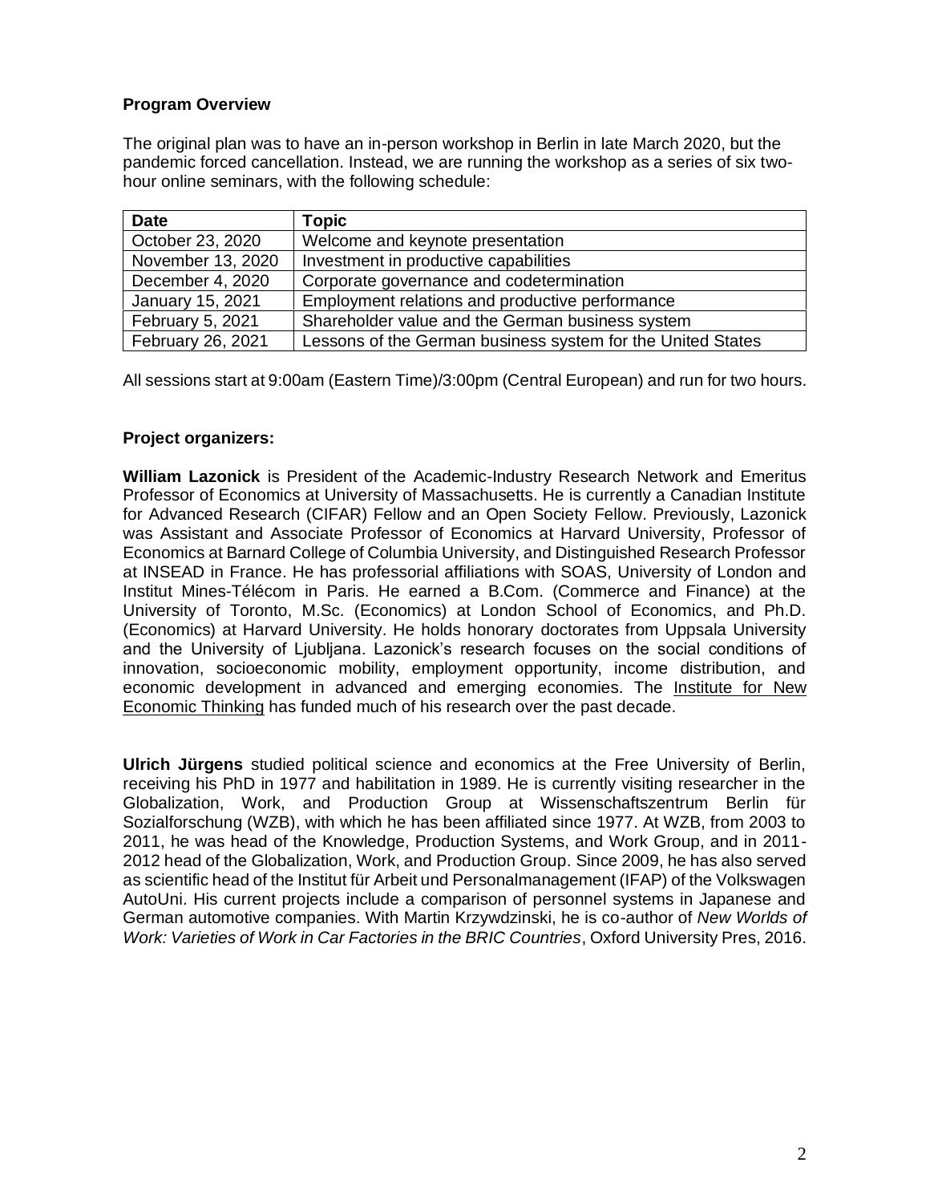**Program Overview**

The original plan was to have an in-person workshop in Berlin in late March 2020, but the pandemic forced cancellation. Instead, we are running the workshop as a series of six two-hour online seminars, with the following schedule:

| Date | Topic |
|---|---|
| October 23, 2020 | Welcome and keynote presentation |
| November 13, 2020 | Investment in productive capabilities |
| December 4, 2020 | Corporate governance and codetermination |
| January 15, 2021 | Employment relations and productive performance |
| February 5, 2021 | Shareholder value and the German business system |
| February 26, 2021 | Lessons of the German business system for the United States |

All sessions start at 9:00am (Eastern Time)/3:00pm (Central European) and run for two hours.

**Project organizers:**

**William Lazonick** is President of the Academic-Industry Research Network and Emeritus Professor of Economics at University of Massachusetts. He is currently a Canadian Institute for Advanced Research (CIFAR) Fellow and an Open Society Fellow. Previously, Lazonick was Assistant and Associate Professor of Economics at Harvard University, Professor of Economics at Barnard College of Columbia University, and Distinguished Research Professor at INSEAD in France. He has professorial affiliations with SOAS, University of London and Institut Mines-Télécom in Paris. He earned a B.Com. (Commerce and Finance) at the University of Toronto, M.Sc. (Economics) at London School of Economics, and Ph.D. (Economics) at Harvard University. He holds honorary doctorates from Uppsala University and the University of Ljubljana. Lazonick's research focuses on the social conditions of innovation, socioeconomic mobility, employment opportunity, income distribution, and economic development in advanced and emerging economies. The Institute for New Economic Thinking has funded much of his research over the past decade.

**Ulrich Jürgens** studied political science and economics at the Free University of Berlin, receiving his PhD in 1977 and habilitation in 1989. He is currently visiting researcher in the Globalization, Work, and Production Group at Wissenschaftszentrum Berlin für Sozialforschung (WZB), with which he has been affiliated since 1977. At WZB, from 2003 to 2011, he was head of the Knowledge, Production Systems, and Work Group, and in 2011-2012 head of the Globalization, Work, and Production Group. Since 2009, he has also served as scientific head of the Institut für Arbeit und Personalmanagement (IFAP) of the Volkswagen AutoUni. His current projects include a comparison of personnel systems in Japanese and German automotive companies. With Martin Krzywdzinski, he is co-author of *New Worlds of Work: Varieties of Work in Car Factories in the BRIC Countries*, Oxford University Pres, 2016.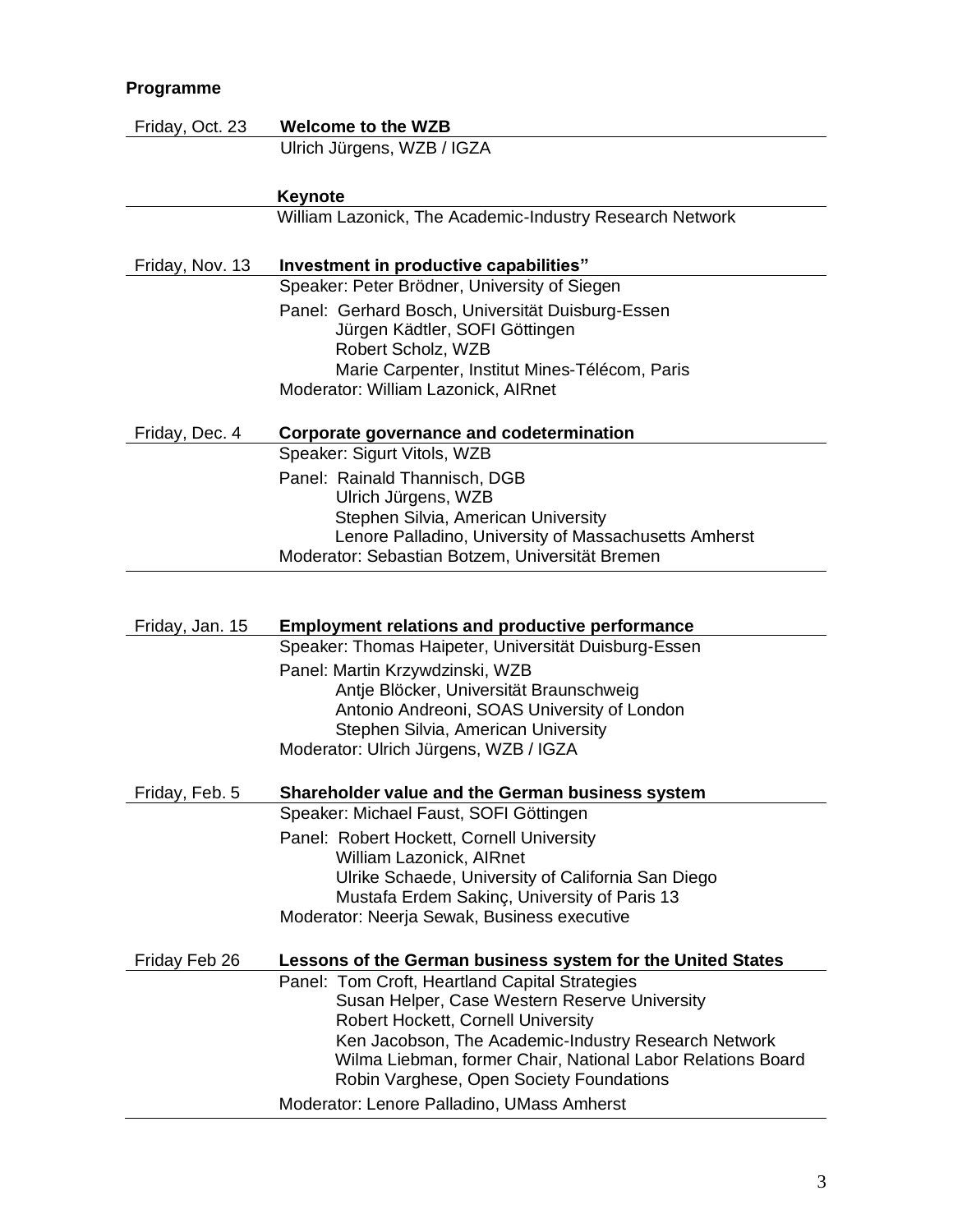## Programme

| | | |
|---|---|---|
| Friday, Oct. 23 | **Welcome to the WZB** | |
| | Ulrich Jürgens, WZB / IGZA | |
| | **Keynote** | |
| | William Lazonick, The Academic-Industry Research Network | |
| Friday, Nov. 13 | **Investment in productive capabilities"** | |
| | Speaker: Peter Brödner, University of Siegen | |
| | Panel: Gerhard Bosch, Universität Duisburg-Essen<br>Jürgen Kädtler, SOFI Göttingen<br>Robert Scholz, WZB<br>Marie Carpenter, Institut Mines-Télécom, Paris<br>Moderator: William Lazonick, AIRnet | |
| Friday, Dec. 4 | **Corporate governance and codetermination** | |
| | Speaker: Sigurt Vitols, WZB | |
| | Panel: Rainald Thannisch, DGB<br>Ulrich Jürgens, WZB<br>Stephen Silvia, American University<br>Lenore Palladino, University of Massachusetts Amherst<br>Moderator: Sebastian Botzem, Universität Bremen | |
| Friday, Jan. 15 | **Employment relations and productive performance** | |
| | Speaker: Thomas Haipeter, Universität Duisburg-Essen | |
| | Panel: Martin Krzywdzinski, WZB<br>Antje Blöcker, Universität Braunschweig<br>Antonio Andreoni, SOAS University of London<br>Stephen Silvia, American University<br>Moderator: Ulrich Jürgens, WZB / IGZA | |
| Friday, Feb. 5 | **Shareholder value and the German business system** | |
| | Speaker: Michael Faust, SOFI Göttingen | |
| | Panel: Robert Hockett, Cornell University<br>William Lazonick, AIRnet<br>Ulrike Schaede, University of California San Diego<br>Mustafa Erdem Sakinç, University of Paris 13<br>Moderator: Neerja Sewak, Business executive | |
| Friday Feb 26 | **Lessons of the German business system for the United States** | |
| | Panel: Tom Croft, Heartland Capital Strategies<br>Susan Helper, Case Western Reserve University<br>Robert Hockett, Cornell University<br>Ken Jacobson, The Academic-Industry Research Network<br>Wilma Liebman, former Chair, National Labor Relations Board<br>Robin Varghese, Open Society Foundations | |
| | Moderator: Lenore Palladino, UMass Amherst | |